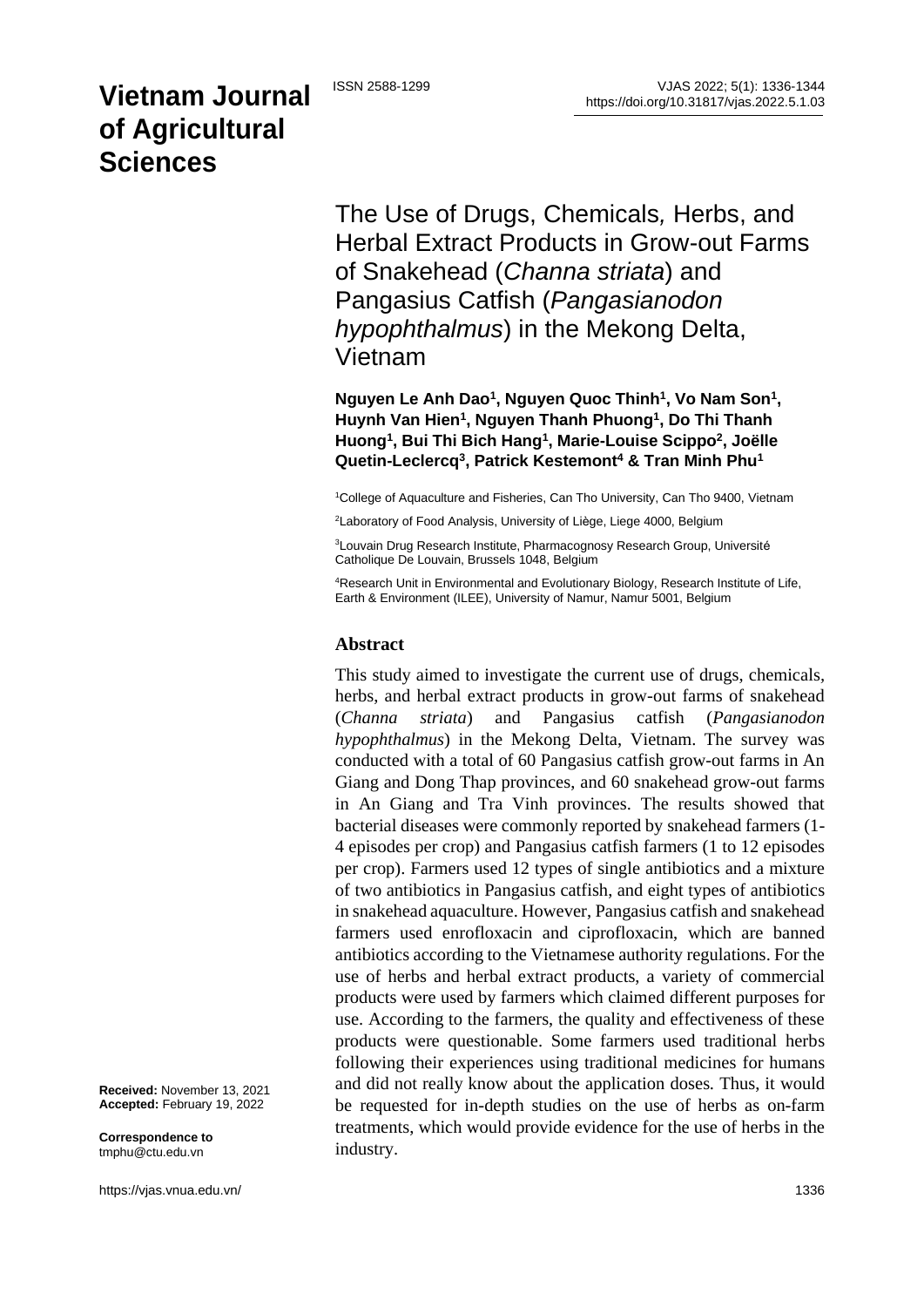# The Use of Drugs, Chemicals, Herbs, and Herbal Extract Products in Grow-out Farms of Snakehead (*Channa striata*) and Pangasius Catfish (*Pangasianodon hypophthalmus*) in the Mekong Delta, Vietnam

**Nguyen Le Anh Dao[1], Nguyen Quoc Thinh[1], Vo Nam Son[1], Huynh Van Hien[1], Nguyen Thanh Phuong[1], Do Thi Thanh Huong[1], Bui Thi Bich Hang[1], Marie-Louise Scippo[2], Joëlle Quetin-Leclercq[3], Patrick Kestemont[4] & Tran Minh Phu[1]**

[1]College of Aquaculture and Fisheries, Can Tho University, Can Tho 9400, Vietnam

[2]Laboratory of Food Analysis, University of Liège, Liege 4000, Belgium

[3]Louvain Drug Research Institute, Pharmacognosy Research Group, Université Catholique De Louvain, Brussels 1048, Belgium

[4]Research Unit in Environmental and Evolutionary Biology, Research Institute of Life, Earth & Environment (ILEE), University of Namur, Namur 5001, Belgium

## Abstract

This study aimed to investigate the current use of drugs, chemicals, herbs, and herbal extract products in grow-out farms of snakehead (*Channa striata*) and Pangasius catfish (*Pangasianodon hypophthalmus*) in the Mekong Delta, Vietnam. The survey was conducted with a total of 60 Pangasius catfish grow-out farms in An Giang and Dong Thap provinces, and 60 snakehead grow-out farms in An Giang and Tra Vinh provinces. The results showed that bacterial diseases were commonly reported by snakehead farmers (1-4 episodes per crop) and Pangasius catfish farmers (1 to 12 episodes per crop). Farmers used 12 types of single antibiotics and a mixture of two antibiotics in Pangasius catfish, and eight types of antibiotics in snakehead aquaculture. However, Pangasius catfish and snakehead farmers used enrofloxacin and ciprofloxacin, which are banned antibiotics according to the Vietnamese authority regulations. For the use of herbs and herbal extract products, a variety of commercial products were used by farmers which claimed different purposes for use. According to the farmers, the quality and effectiveness of these products were questionable. Some farmers used traditional herbs following their experiences using traditional medicines for humans and did not really know about the application doses. Thus, it would be requested for in-depth studies on the use of herbs as on-farm treatments, which would provide evidence for the use of herbs in the industry.

**Received:** November 13, 2021
**Accepted:** February 19, 2022

**Correspondence to**
tmphu@ctu.edu.vn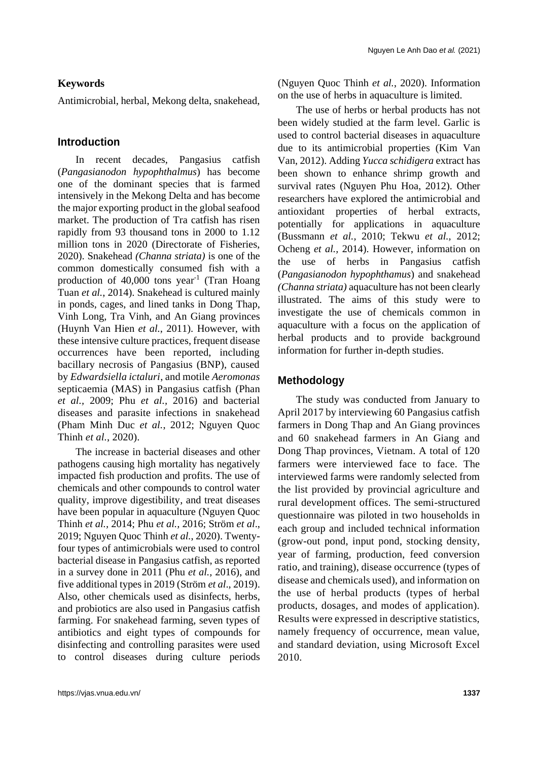**Keywords**

Antimicrobial, herbal, Mekong delta, snakehead,

## Introduction

In recent decades, Pangasius catfish (*Pangasianodon hypophthalmus*) has become one of the dominant species that is farmed intensively in the Mekong Delta and has become the major exporting product in the global seafood market. The production of Tra catfish has risen rapidly from 93 thousand tons in 2000 to 1.12 million tons in 2020 (Directorate of Fisheries, 2020). Snakehead *(Channa striata)* is one of the common domestically consumed fish with a production of 40,000 tons year$^{-1}$ (Tran Hoang Tuan *et al.*, 2014). Snakehead is cultured mainly in ponds, cages, and lined tanks in Dong Thap, Vinh Long, Tra Vinh, and An Giang provinces (Huynh Van Hien *et al.*, 2011). However, with these intensive culture practices, frequent disease occurrences have been reported, including bacillary necrosis of Pangasius (BNP), caused by *Edwardsiella ictaluri*, and motile *Aeromonas* septicaemia (MAS) in Pangasius catfish (Phan *et al.*, 2009; Phu *et al.*, 2016) and bacterial diseases and parasite infections in snakehead (Pham Minh Duc *et al.*, 2012; Nguyen Quoc Thinh *et al.*, 2020).

The increase in bacterial diseases and other pathogens causing high mortality has negatively impacted fish production and profits. The use of chemicals and other compounds to control water quality, improve digestibility, and treat diseases have been popular in aquaculture (Nguyen Quoc Thinh *et al.*, 2014; Phu *et al.*, 2016; Ström *et al*., 2019; Nguyen Quoc Thinh *et al.*, 2020). Twenty-four types of antimicrobials were used to control bacterial disease in Pangasius catfish, as reported in a survey done in 2011 (Phu *et al.*, 2016), and five additional types in 2019 (Ström *et al*., 2019). Also, other chemicals used as disinfects, herbs, and probiotics are also used in Pangasius catfish farming. For snakehead farming, seven types of antibiotics and eight types of compounds for disinfecting and controlling parasites were used to control diseases during culture periods (Nguyen Quoc Thinh *et al.*, 2020). Information on the use of herbs in aquaculture is limited.

The use of herbs or herbal products has not been widely studied at the farm level. Garlic is used to control bacterial diseases in aquaculture due to its antimicrobial properties (Kim Van Van, 2012). Adding *Yucca schidigera* extract has been shown to enhance shrimp growth and survival rates (Nguyen Phu Hoa, 2012). Other researchers have explored the antimicrobial and antioxidant properties of herbal extracts, potentially for applications in aquaculture (Bussmann *et al.*, 2010; Tekwu *et al.*, 2012; Ocheng *et al.*, 2014). However, information on the use of herbs in Pangasius catfish (*Pangasianodon hypophthamus*) and snakehead *(Channa striata)* aquaculture has not been clearly illustrated. The aims of this study were to investigate the use of chemicals common in aquaculture with a focus on the application of herbal products and to provide background information for further in-depth studies.

## Methodology

The study was conducted from January to April 2017 by interviewing 60 Pangasius catfish farmers in Dong Thap and An Giang provinces and 60 snakehead farmers in An Giang and Dong Thap provinces, Vietnam. A total of 120 farmers were interviewed face to face. The interviewed farms were randomly selected from the list provided by provincial agriculture and rural development offices. The semi-structured questionnaire was piloted in two households in each group and included technical information (grow-out pond, input pond, stocking density, year of farming, production, feed conversion ratio, and training), disease occurrence (types of disease and chemicals used), and information on the use of herbal products (types of herbal products, dosages, and modes of application). Results were expressed in descriptive statistics, namely frequency of occurrence, mean value, and standard deviation, using Microsoft Excel 2010.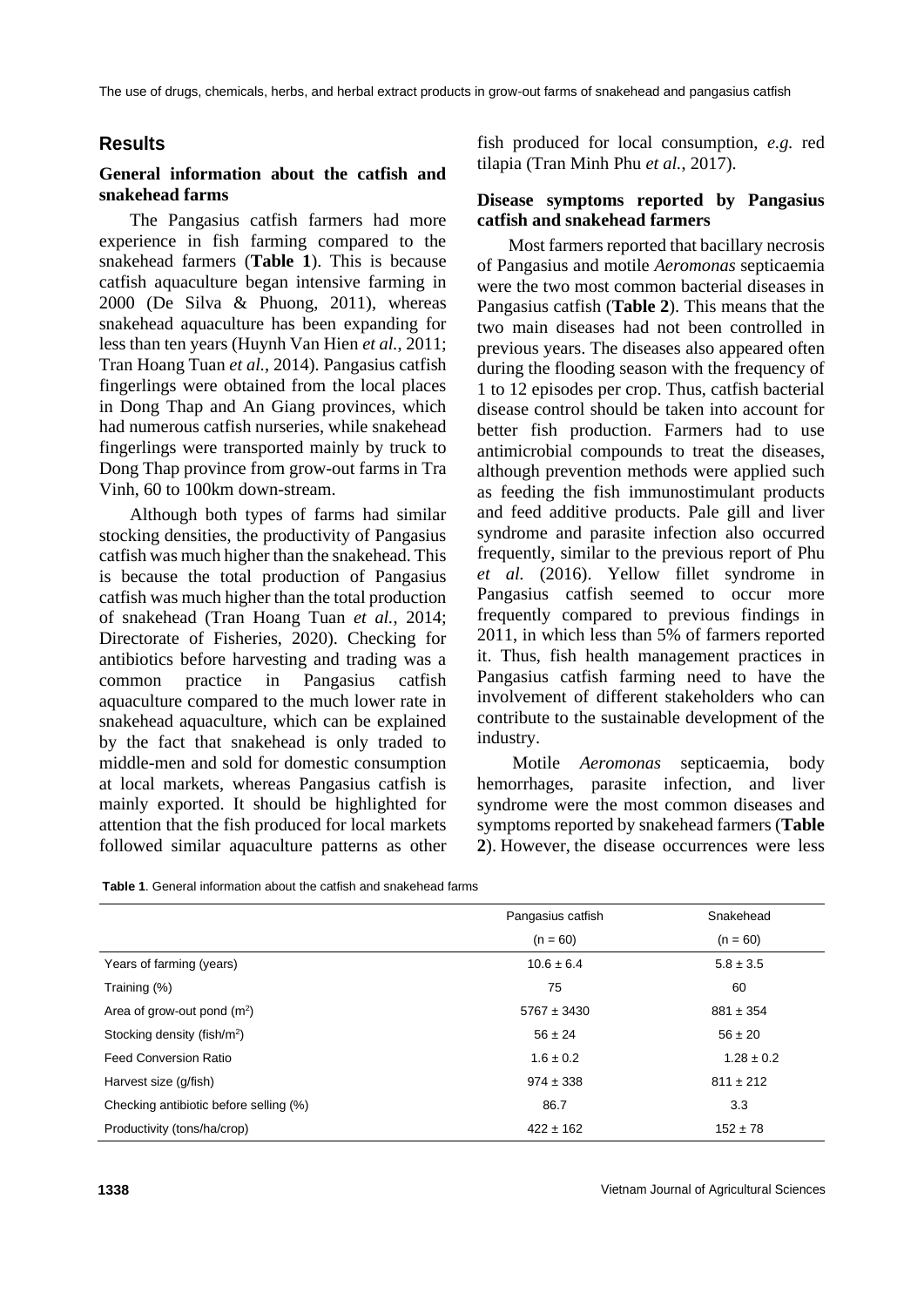## Results

### General information about the catfish and snakehead farms

The Pangasius catfish farmers had more experience in fish farming compared to the snakehead farmers (**Table 1**). This is because catfish aquaculture began intensive farming in 2000 (De Silva & Phuong, 2011), whereas snakehead aquaculture has been expanding for less than ten years (Huynh Van Hien *et al.*, 2011; Tran Hoang Tuan *et al.*, 2014). Pangasius catfish fingerlings were obtained from the local places in Dong Thap and An Giang provinces, which had numerous catfish nurseries, while snakehead fingerlings were transported mainly by truck to Dong Thap province from grow-out farms in Tra Vinh, 60 to 100km down-stream.

Although both types of farms had similar stocking densities, the productivity of Pangasius catfish was much higher than the snakehead. This is because the total production of Pangasius catfish was much higher than the total production of snakehead (Tran Hoang Tuan *et al.*, 2014; Directorate of Fisheries, 2020). Checking for antibiotics before harvesting and trading was a common practice in Pangasius catfish aquaculture compared to the much lower rate in snakehead aquaculture, which can be explained by the fact that snakehead is only traded to middle-men and sold for domestic consumption at local markets, whereas Pangasius catfish is mainly exported. It should be highlighted for attention that the fish produced for local markets followed similar aquaculture patterns as other fish produced for local consumption, *e.g.* red tilapia (Tran Minh Phu *et al.*, 2017).

### Disease symptoms reported by Pangasius catfish and snakehead farmers

Most farmers reported that bacillary necrosis of Pangasius and motile *Aeromonas* septicaemia were the two most common bacterial diseases in Pangasius catfish (**Table 2**). This means that the two main diseases had not been controlled in previous years. The diseases also appeared often during the flooding season with the frequency of 1 to 12 episodes per crop. Thus, catfish bacterial disease control should be taken into account for better fish production. Farmers had to use antimicrobial compounds to treat the diseases, although prevention methods were applied such as feeding the fish immunostimulant products and feed additive products. Pale gill and liver syndrome and parasite infection also occurred frequently, similar to the previous report of Phu *et al.* (2016). Yellow fillet syndrome in Pangasius catfish seemed to occur more frequently compared to previous findings in 2011, in which less than 5% of farmers reported it. Thus, fish health management practices in Pangasius catfish farming need to have the involvement of different stakeholders who can contribute to the sustainable development of the industry.

Motile *Aeromonas* septicaemia, body hemorrhages, parasite infection, and liver syndrome were the most common diseases and symptoms reported by snakehead farmers (**Table 2**). However, the disease occurrences were less

**Table 1**. General information about the catfish and snakehead farms

| | Pangasius catfish (n = 60) | Snakehead (n = 60) |
|---|---|---|
| Years of farming (years) | 10.6 ± 6.4 | 5.8 ± 3.5 |
| Training (%) | 75 | 60 |
| Area of grow-out pond ($m^2$) | 5767 ± 3430 | 881 ± 354 |
| Stocking density (fish/$m^2$) | 56 ± 24 | 56 ± 20 |
| Feed Conversion Ratio | 1.6 ± 0.2 | 1.28 ± 0.2 |
| Harvest size (g/fish) | 974 ± 338 | 811 ± 212 |
| Checking antibiotic before selling (%) | 86.7 | 3.3 |
| Productivity (tons/ha/crop) | 422 ± 162 | 152 ± 78 |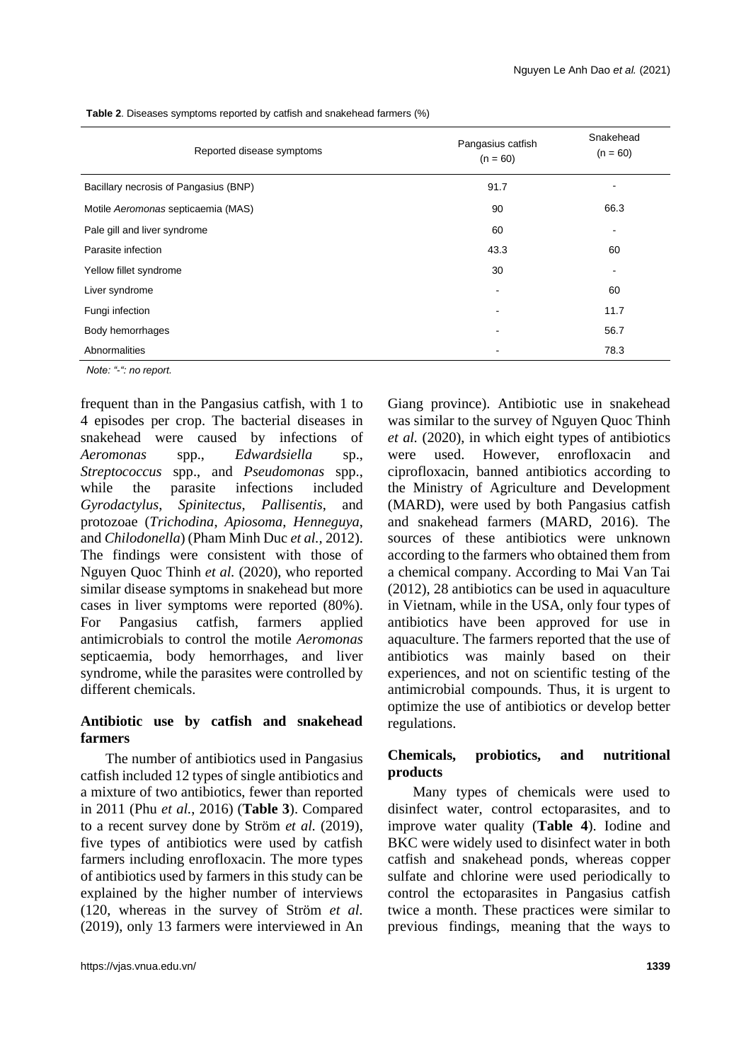**Table 2**. Diseases symptoms reported by catfish and snakehead farmers (%)

| Reported disease symptoms | Pangasius catfish (n = 60) | Snakehead (n = 60) |
|---|---|---|
| Bacillary necrosis of Pangasius (BNP) | 91.7 | - |
| Motile *Aeromonas* septicaemia (MAS) | 90 | 66.3 |
| Pale gill and liver syndrome | 60 | - |
| Parasite infection | 43.3 | 60 |
| Yellow fillet syndrome | 30 | - |
| Liver syndrome | - | 60 |
| Fungi infection | - | 11.7 |
| Body hemorrhages | - | 56.7 |
| Abnormalities | - | 78.3 |

*Note: "-": no report.*

frequent than in the Pangasius catfish, with 1 to 4 episodes per crop. The bacterial diseases in snakehead were caused by infections of *Aeromonas* spp., *Edwardsiella* sp., *Streptococcus* spp., and *Pseudomonas* spp., while the parasite infections included *Gyrodactylus*, *Spinitectus*, *Pallisentis*, and protozoae (*Trichodina*, *Apiosoma*, *Henneguya*, and *Chilodonella*) (Pham Minh Duc *et al.,* 2012). The findings were consistent with those of Nguyen Quoc Thinh *et al.* (2020), who reported similar disease symptoms in snakehead but more cases in liver symptoms were reported (80%). For Pangasius catfish, farmers applied antimicrobials to control the motile *Aeromonas* septicaemia, body hemorrhages, and liver syndrome, while the parasites were controlled by different chemicals.

### Antibiotic use by catfish and snakehead farmers

The number of antibiotics used in Pangasius catfish included 12 types of single antibiotics and a mixture of two antibiotics, fewer than reported in 2011 (Phu *et al.*, 2016) (**Table 3**). Compared to a recent survey done by Ström *et al.* (2019), five types of antibiotics were used by catfish farmers including enrofloxacin. The more types of antibiotics used by farmers in this study can be explained by the higher number of interviews (120, whereas in the survey of Ström *et al.* (2019), only 13 farmers were interviewed in An Giang province). Antibiotic use in snakehead was similar to the survey of Nguyen Quoc Thinh *et al.* (2020), in which eight types of antibiotics were used. However, enrofloxacin and ciprofloxacin, banned antibiotics according to the Ministry of Agriculture and Development (MARD), were used by both Pangasius catfish and snakehead farmers (MARD, 2016). The sources of these antibiotics were unknown according to the farmers who obtained them from a chemical company. According to Mai Van Tai (2012), 28 antibiotics can be used in aquaculture in Vietnam, while in the USA, only four types of antibiotics have been approved for use in aquaculture. The farmers reported that the use of antibiotics was mainly based on their experiences, and not on scientific testing of the antimicrobial compounds. Thus, it is urgent to optimize the use of antibiotics or develop better regulations.

### Chemicals, probiotics, and nutritional products

Many types of chemicals were used to disinfect water, control ectoparasites, and to improve water quality (**Table 4**). Iodine and BKC were widely used to disinfect water in both catfish and snakehead ponds, whereas copper sulfate and chlorine were used periodically to control the ectoparasites in Pangasius catfish twice a month. These practices were similar to previous findings, meaning that the ways to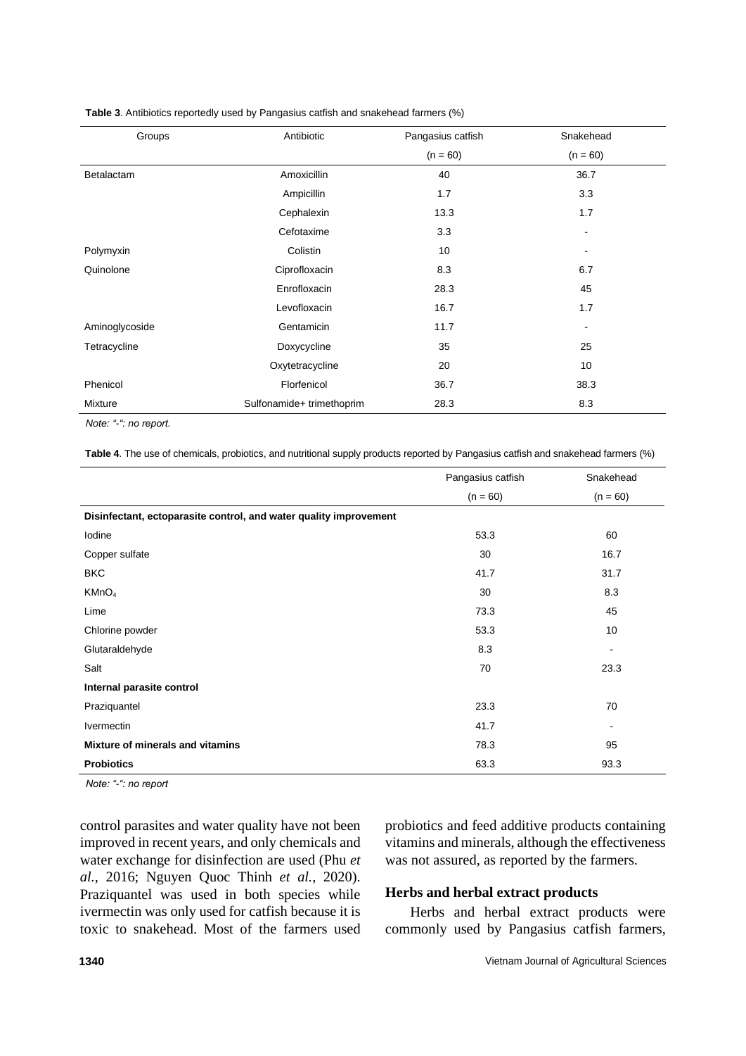**Table 3**. Antibiotics reportedly used by Pangasius catfish and snakehead farmers (%)

| Groups | Antibiotic | Pangasius catfish (n = 60) | Snakehead (n = 60) |
|---|---|---|---|
| Betalactam | Amoxicillin | 40 | 36.7 |
| | Ampicillin | 1.7 | 3.3 |
| | Cephalexin | 13.3 | 1.7 |
| | Cefotaxime | 3.3 | - |
| Polymyxin | Colistin | 10 | - |
| Quinolone | Ciprofloxacin | 8.3 | 6.7 |
| | Enrofloxacin | 28.3 | 45 |
| | Levofloxacin | 16.7 | 1.7 |
| Aminoglycoside | Gentamicin | 11.7 | - |
| Tetracycline | Doxycycline | 35 | 25 |
| | Oxytetracycline | 20 | 10 |
| Phenicol | Florfenicol | 36.7 | 38.3 |
| Mixture | Sulfonamide+ trimethoprim | 28.3 | 8.3 |

*Note: "-": no report.*

**Table 4**. The use of chemicals, probiotics, and nutritional supply products reported by Pangasius catfish and snakehead farmers (%)

| | Pangasius catfish (n = 60) | Snakehead (n = 60) |
|---|---|---|
| **Disinfectant, ectoparasite control, and water quality improvement** | | |
| Iodine | 53.3 | 60 |
| Copper sulfate | 30 | 16.7 |
| BKC | 41.7 | 31.7 |
| $KMnO_4$ | 30 | 8.3 |
| Lime | 73.3 | 45 |
| Chlorine powder | 53.3 | 10 |
| Glutaraldehyde | 8.3 | - |
| Salt | 70 | 23.3 |
| **Internal parasite control** | | |
| Praziquantel | 23.3 | 70 |
| Ivermectin | 41.7 | - |
| **Mixture of minerals and vitamins** | 78.3 | 95 |
| **Probiotics** | 63.3 | 93.3 |

*Note: "-": no report*

control parasites and water quality have not been improved in recent years, and only chemicals and water exchange for disinfection are used (Phu *et al.*, 2016; Nguyen Quoc Thinh *et al.*, 2020). Praziquantel was used in both species while ivermectin was only used for catfish because it is toxic to snakehead. Most of the farmers used probiotics and feed additive products containing vitamins and minerals, although the effectiveness was not assured, as reported by the farmers.

### Herbs and herbal extract products

Herbs and herbal extract products were commonly used by Pangasius catfish farmers,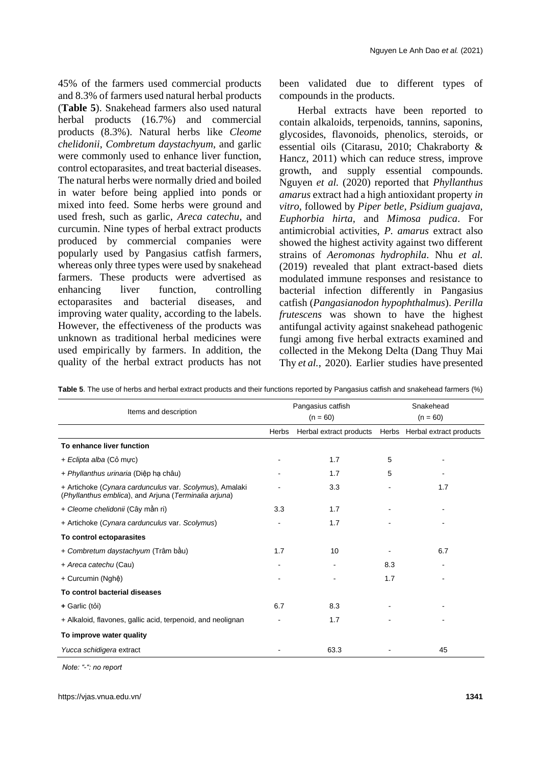45% of the farmers used commercial products and 8.3% of farmers used natural herbal products (**Table 5**). Snakehead farmers also used natural herbal products (16.7%) and commercial products (8.3%). Natural herbs like *Cleome chelidonii*, *Combretum daystachyum*, and garlic were commonly used to enhance liver function, control ectoparasites, and treat bacterial diseases. The natural herbs were normally dried and boiled in water before being applied into ponds or mixed into feed. Some herbs were ground and used fresh, such as garlic, *Areca catechu*, and curcumin. Nine types of herbal extract products produced by commercial companies were popularly used by Pangasius catfish farmers, whereas only three types were used by snakehead farmers. These products were advertised as enhancing liver function, controlling ectoparasites and bacterial diseases, and improving water quality, according to the labels. However, the effectiveness of the products was unknown as traditional herbal medicines were used empirically by farmers. In addition, the quality of the herbal extract products has not been validated due to different types of compounds in the products.

Herbal extracts have been reported to contain alkaloids, terpenoids, tannins, saponins, glycosides, flavonoids, phenolics, steroids, or essential oils (Citarasu, 2010; Chakraborty & Hancz, 2011) which can reduce stress, improve growth, and supply essential compounds. Nguyen *et al.* (2020) reported that *Phyllanthus amarus* extract had a high antioxidant property *in vitro*, followed by *Piper betle, Psidium guajava, Euphorbia hirta*, and *Mimosa pudica*. For antimicrobial activities, *P. amarus* extract also showed the highest activity against two different strains of *Aeromonas hydrophila*. Nhu *et al.* (2019) revealed that plant extract-based diets modulated immune responses and resistance to bacterial infection differently in Pangasius catfish (*Pangasianodon hypophthalmus*). *Perilla frutescens* was shown to have the highest antifungal activity against snakehead pathogenic fungi among five herbal extracts examined and collected in the Mekong Delta (Dang Thuy Mai Thy *et al.*, 2020). Earlier studies have presented

**Table 5**. The use of herbs and herbal extract products and their functions reported by Pangasius catfish and snakehead farmers (%)

| Items and description | Pangasius catfish (n = 60) | | Snakehead (n = 60) | |
|---|---|---|---|---|
| | Herbs | Herbal extract products | Herbs | Herbal extract products |
| **To enhance liver function** | | | | |
| + *Eclipta alba* (Cỏ mực) | - | 1.7 | 5 | - |
| + *Phyllanthus urinaria* (Diệp hạ châu) | - | 1.7 | 5 | - |
| + Artichoke (*Cynara cardunculus* var. *Scolymus*), Amalaki (*Phyllanthus emblica*), and Arjuna (*Terminalia arjuna*) | - | 3.3 | - | 1.7 |
| + *Cleome chelidonii* (Cây mần ri) | 3.3 | 1.7 | - | - |
| + Artichoke (*Cynara cardunculus* var. *Scolymus*) | - | 1.7 | - | - |
| **To control ectoparasites** | | | | |
| + *Combretum daystachyum* (Trâm bầu) | 1.7 | 10 | - | 6.7 |
| + *Areca catechu* (Cau) | - | - | 8.3 | - |
| + Curcumin (Nghệ) | - | - | 1.7 | - |
| **To control bacterial diseases** | | | | |
| **+** Garlic (tỏi) | 6.7 | 8.3 | - | - |
| + Alkaloid, flavones, gallic acid, terpenoid, and neolignan | - | 1.7 | - | - |
| **To improve water quality** | | | | |
| *Yucca schidigera* extract | - | 63.3 | - | 45 |

*Note: "-": no report*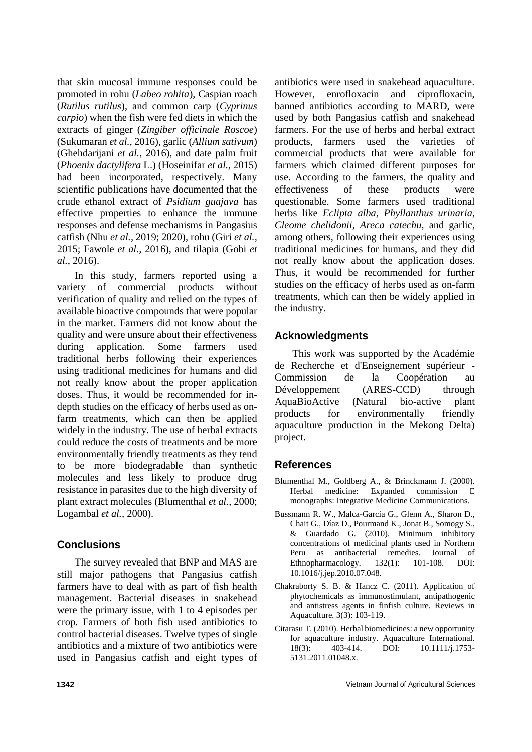that skin mucosal immune responses could be promoted in rohu (*Labeo rohita*), Caspian roach (*Rutilus rutilus*), and common carp (*Cyprinus carpio*) when the fish were fed diets in which the extracts of ginger (*Zingiber officinale Roscoe*) (Sukumaran *et al.,* 2016), garlic (*Allium sativum*) (Ghehdarijani *et al.,* 2016), and date palm fruit (*Phoenix dactylifera* L.) (Hoseinifar *et al.,* 2015) had been incorporated, respectively. Many scientific publications have documented that the crude ethanol extract of *Psidium guajava* has effective properties to enhance the immune responses and defense mechanisms in Pangasius catfish (Nhu *et al.,* 2019; 2020), rohu (Giri *et al.,* 2015; Fawole *et al.,* 2016), and tilapia (Gobi *et al.,* 2016).

In this study, farmers reported using a variety of commercial products without verification of quality and relied on the types of available bioactive compounds that were popular in the market. Farmers did not know about the quality and were unsure about their effectiveness during application. Some farmers used traditional herbs following their experiences using traditional medicines for humans and did not really know about the proper application doses. Thus, it would be recommended for in-depth studies on the efficacy of herbs used as on-farm treatments, which can then be applied widely in the industry. The use of herbal extracts could reduce the costs of treatments and be more environmentally friendly treatments as they tend to be more biodegradable than synthetic molecules and less likely to produce drug resistance in parasites due to the high diversity of plant extract molecules (Blumenthal *et al.,* 2000; Logambal *et al.,* 2000).

## Conclusions

The survey revealed that BNP and MAS are still major pathogens that Pangasius catfish farmers have to deal with as part of fish health management. Bacterial diseases in snakehead were the primary issue, with 1 to 4 episodes per crop. Farmers of both fish used antibiotics to control bacterial diseases. Twelve types of single antibiotics and a mixture of two antibiotics were used in Pangasius catfish and eight types of antibiotics were used in snakehead aquaculture. However, enrofloxacin and ciprofloxacin, banned antibiotics according to MARD, were used by both Pangasius catfish and snakehead farmers. For the use of herbs and herbal extract products, farmers used the varieties of commercial products that were available for farmers which claimed different purposes for use. According to the farmers, the quality and effectiveness of these products were questionable. Some farmers used traditional herbs like *Eclipta alba*, *Phyllanthus urinaria*, *Cleome chelidonii*, *Areca catechu*, and garlic, among others, following their experiences using traditional medicines for humans, and they did not really know about the application doses. Thus, it would be recommended for further studies on the efficacy of herbs used as on-farm treatments, which can then be widely applied in the industry.

## Acknowledgments

This work was supported by the Académie de Recherche et d'Enseignement supérieur - Commission de la Coopération au Développement (ARES-CCD) through AquaBioActive (Natural bio-active plant products for environmentally friendly aquaculture production in the Mekong Delta) project.

## References

Blumenthal M., Goldberg A., & Brinckmann J. (2000). Herbal medicine: Expanded commission E monographs: Integrative Medicine Communications.

Bussmann R. W., Malca-García G., Glenn A., Sharon D., Chait G., Díaz D., Pourmand K., Jonat B., Somogy S., & Guardado G. (2010). Minimum inhibitory concentrations of medicinal plants used in Northern Peru as antibacterial remedies. Journal of Ethnopharmacology. 132(1): 101-108. DOI: 10.1016/j.jep.2010.07.048.

Chakraborty S. B. & Hancz C. (2011). Application of phytochemicals as immunostimulant, antipathogenic and antistress agents in finfish culture. Reviews in Aquaculture. 3(3): 103-119.

Citarasu T. (2010). Herbal biomedicines: a new opportunity for aquaculture industry. Aquaculture International. 18(3): 403-414. DOI: 10.1111/j.1753-5131.2011.01048.x.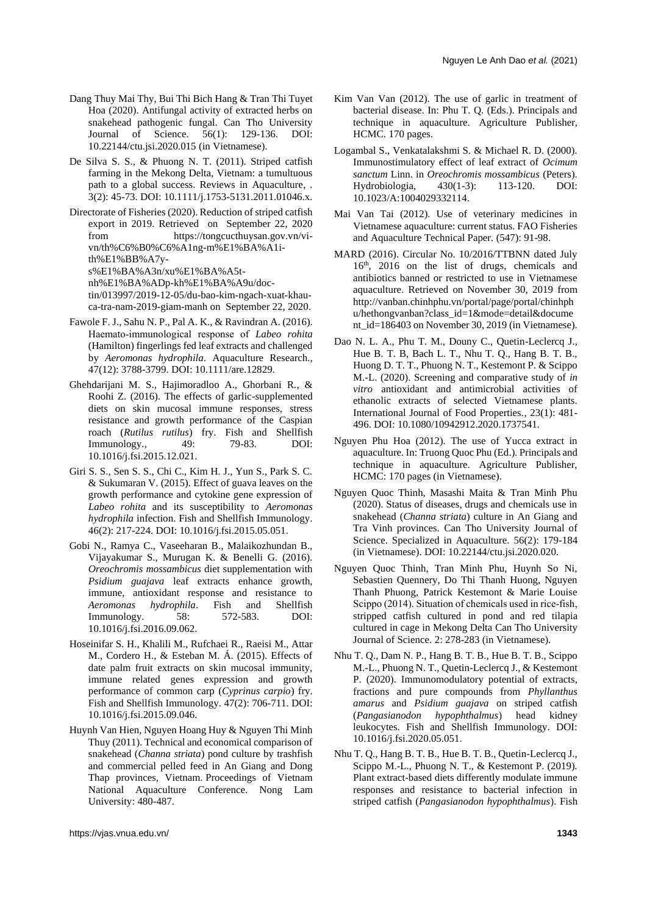Dang Thuy Mai Thy, Bui Thi Bich Hang & Tran Thi Tuyet Hoa (2020). Antifungal activity of extracted herbs on snakehead pathogenic fungal. Can Tho University Journal of Science. 56(1): 129-136. DOI: 10.22144/ctu.jsi.2020.015 (in Vietnamese).

De Silva S. S., & Phuong N. T. (2011). Striped catfish farming in the Mekong Delta, Vietnam: a tumultuous path to a global success. Reviews in Aquaculture, . 3(2): 45-73. DOI: 10.1111/j.1753-5131.2011.01046.x.

Directorate of Fisheries (2020). Reduction of striped catfish export in 2019. Retrieved on September 22, 2020 from https://tongcucthuysan.gov.vn/vi-vn/th%C6%B0%C6%A1ng-m%E1%BA%A1i-th%E1%BB%A7y-s%E1%BA%A3n/xu%E1%BA%A5t-nh%E1%BA%ADp-kh%E1%BA%A9u/doc-tin/013997/2019-12-05/du-bao-kim-ngach-xuat-khau-ca-tra-nam-2019-giam-manh on September 22, 2020.

Fawole F. J., Sahu N. P., Pal A. K., & Ravindran A. (2016). Haemato-immunological response of *Labeo rohita* (Hamilton) fingerlings fed leaf extracts and challenged by *Aeromonas hydrophila*. Aquaculture Research., 47(12): 3788-3799. DOI: 10.1111/are.12829.

Ghehdarijani M. S., Hajimoradloo A., Ghorbani R., & Roohi Z. (2016). The effects of garlic-supplemented diets on skin mucosal immune responses, stress resistance and growth performance of the Caspian roach (*Rutilus rutilus*) fry. Fish and Shellfish Immunology., 49: 79-83. DOI: 10.1016/j.fsi.2015.12.021.

Giri S. S., Sen S. S., Chi C., Kim H. J., Yun S., Park S. C. & Sukumaran V. (2015). Effect of guava leaves on the growth performance and cytokine gene expression of *Labeo rohita* and its susceptibility to *Aeromonas hydrophila* infection. Fish and Shellfish Immunology. 46(2): 217-224. DOI: 10.1016/j.fsi.2015.05.051.

Gobi N., Ramya C., Vaseeharan B., Malaikozhundan B., Vijayakumar S., Murugan K. & Benelli G. (2016). *Oreochromis mossambicus* diet supplementation with *Psidium guajava* leaf extracts enhance growth, immune, antioxidant response and resistance to *Aeromonas hydrophila*. Fish and Shellfish Immunology. 58: 572-583. DOI: 10.1016/j.fsi.2016.09.062.

Hoseinifar S. H., Khalili M., Rufchaei R., Raeisi M., Attar M., Cordero H., & Esteban M. Á. (2015). Effects of date palm fruit extracts on skin mucosal immunity, immune related genes expression and growth performance of common carp (*Cyprinus carpio*) fry. Fish and Shellfish Immunology. 47(2): 706-711. DOI: 10.1016/j.fsi.2015.09.046.

Huynh Van Hien, Nguyen Hoang Huy & Nguyen Thi Minh Thuy (2011). Technical and economical comparison of snakehead (*Channa striata*) pond culture by trashfish and commercial pelled feed in An Giang and Dong Thap provinces, Vietnam. Proceedings of Vietnam National Aquaculture Conference. Nong Lam University: 480-487.

Kim Van Van (2012). The use of garlic in treatment of bacterial disease. In: Phu T. Q. (Eds.). Principals and technique in aquaculture. Agriculture Publisher, HCMC. 170 pages.

Logambal S., Venkatalakshmi S. & Michael R. D. (2000). Immunostimulatory effect of leaf extract of *Ocimum sanctum* Linn. in *Oreochromis mossambicus* (Peters). Hydrobiologia, 430(1-3): 113-120. DOI: 10.1023/A:1004029332114.

Mai Van Tai (2012). Use of veterinary medicines in Vietnamese aquaculture: current status. FAO Fisheries and Aquaculture Technical Paper. (547): 91-98.

MARD (2016). Circular No. 10/2016/TTBNN dated July 16th, 2016 on the list of drugs, chemicals and antibiotics banned or restricted to use in Vietnamese aquaculture. Retrieved on November 30, 2019 from http://vanban.chinhphu.vn/portal/page/portal/chinhphu/hethongvanban?class_id=1&mode=detail&document_id=186403 on November 30, 2019 (in Vietnamese).

Dao N. L. A., Phu T. M., Douny C., Quetin-Leclercq J., Hue B. T. B, Bach L. T., Nhu T. Q., Hang B. T. B., Huong D. T. T., Phuong N. T., Kestemont P. & Scippo M.-L. (2020). Screening and comparative study of *in vitro* antioxidant and antimicrobial activities of ethanolic extracts of selected Vietnamese plants. International Journal of Food Properties., 23(1): 481-496. DOI: 10.1080/10942912.2020.1737541.

Nguyen Phu Hoa (2012). The use of Yucca extract in aquaculture. In: Truong Quoc Phu (Ed.). Principals and technique in aquaculture. Agriculture Publisher, HCMC: 170 pages (in Vietnamese).

Nguyen Quoc Thinh, Masashi Maita & Tran Minh Phu (2020). Status of diseases, drugs and chemicals use in snakehead (*Channa striata*) culture in An Giang and Tra Vinh provinces. Can Tho University Journal of Science. Specialized in Aquaculture. 56(2): 179-184 (in Vietnamese). DOI: 10.22144/ctu.jsi.2020.020.

Nguyen Quoc Thinh, Tran Minh Phu, Huynh So Ni, Sebastien Quennery, Do Thi Thanh Huong, Nguyen Thanh Phuong, Patrick Kestemont & Marie Louise Scippo (2014). Situation of chemicals used in rice-fish, stripped catfish cultured in pond and red tilapia cultured in cage in Mekong Delta Can Tho University Journal of Science. 2: 278-283 (in Vietnamese).

Nhu T. Q., Dam N. P., Hang B. T. B., Hue B. T. B., Scippo M.-L., Phuong N. T., Quetin-Leclercq J., & Kestemont P. (2020). Immunomodulatory potential of extracts, fractions and pure compounds from *Phyllanthus amarus* and *Psidium guajava* on striped catfish (*Pangasianodon hypophthalmus*) head kidney leukocytes. Fish and Shellfish Immunology. DOI: 10.1016/j.fsi.2020.05.051.

Nhu T. Q., Hang B. T. B., Hue B. T. B., Quetin-Leclercq J., Scippo M.-L., Phuong N. T., & Kestemont P. (2019). Plant extract-based diets differently modulate immune responses and resistance to bacterial infection in striped catfish (*Pangasianodon hypophthalmus*). Fish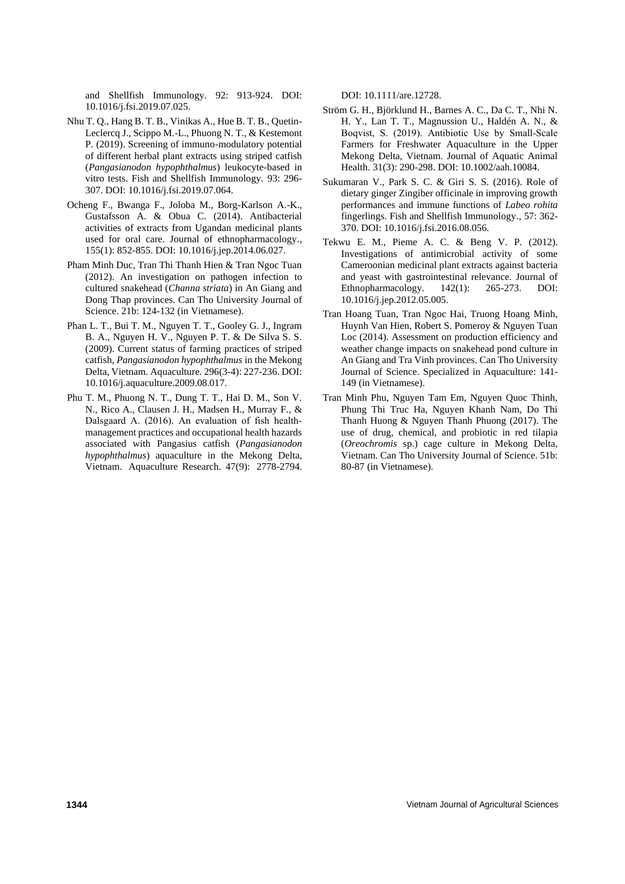and Shellfish Immunology. 92: 913-924. DOI: 10.1016/j.fsi.2019.07.025.

Nhu T. Q., Hang B. T. B., Vinikas A., Hue B. T. B., Quetin-Leclercq J., Scippo M.-L., Phuong N. T., & Kestemont P. (2019). Screening of immuno-modulatory potential of different herbal plant extracts using striped catfish (*Pangasianodon hypophthalmus*) leukocyte-based in vitro tests. Fish and Shellfish Immunology. 93: 296-307. DOI: 10.1016/j.fsi.2019.07.064.

Ocheng F., Bwanga F., Joloba M., Borg-Karlson A.-K., Gustafsson A. & Obua C. (2014). Antibacterial activities of extracts from Ugandan medicinal plants used for oral care. Journal of ethnopharmacology., 155(1): 852-855. DOI: 10.1016/j.jep.2014.06.027.

Pham Minh Duc, Tran Thi Thanh Hien & Tran Ngoc Tuan (2012). An investigation on pathogen infection to cultured snakehead (*Channa striata*) in An Giang and Dong Thap provinces. Can Tho University Journal of Science. 21b: 124-132 (in Vietnamese).

Phan L. T., Bui T. M., Nguyen T. T., Gooley G. J., Ingram B. A., Nguyen H. V., Nguyen P. T. & De Silva S. S. (2009). Current status of farming practices of striped catfish, *Pangasianodon hypophthalmus* in the Mekong Delta, Vietnam. Aquaculture. 296(3-4): 227-236. DOI: 10.1016/j.aquaculture.2009.08.017.

Phu T. M., Phuong N. T., Dung T. T., Hai D. M., Son V. N., Rico A., Clausen J. H., Madsen H., Murray F., & Dalsgaard A. (2016). An evaluation of fish health-management practices and occupational health hazards associated with Pangasius catfish (*Pangasianodon hypophthalmus*) aquaculture in the Mekong Delta, Vietnam. Aquaculture Research. 47(9): 2778-2794. DOI: 10.1111/are.12728.

Ström G. H., Björklund H., Barnes A. C., Da C. T., Nhi N. H. Y., Lan T. T., Magnussion U., Haldén A. N., & Boqvist, S. (2019). Antibiotic Use by Small-Scale Farmers for Freshwater Aquaculture in the Upper Mekong Delta, Vietnam. Journal of Aquatic Animal Health. 31(3): 290-298. DOI: 10.1002/aah.10084.

Sukumaran V., Park S. C. & Giri S. S. (2016). Role of dietary ginger Zingiber officinale in improving growth performances and immune functions of *Labeo rohita* fingerlings. Fish and Shellfish Immunology., 57: 362-370. DOI: 10.1016/j.fsi.2016.08.056.

Tekwu E. M., Pieme A. C. & Beng V. P. (2012). Investigations of antimicrobial activity of some Cameroonian medicinal plant extracts against bacteria and yeast with gastrointestinal relevance. Journal of Ethnopharmacology. 142(1): 265-273. DOI: 10.1016/j.jep.2012.05.005.

Tran Hoang Tuan, Tran Ngoc Hai, Truong Hoang Minh, Huynh Van Hien, Robert S. Pomeroy & Nguyen Tuan Loc (2014). Assessment on production efficiency and weather change impacts on snakehead pond culture in An Giang and Tra Vinh provinces. Can Tho University Journal of Science. Specialized in Aquaculture: 141-149 (in Vietnamese).

Tran Minh Phu, Nguyen Tam Em, Nguyen Quoc Thinh, Phung Thi Truc Ha, Nguyen Khanh Nam, Do Thi Thanh Huong & Nguyen Thanh Phuong (2017). The use of drug, chemical, and probiotic in red tilapia (*Oreochromis* sp.) cage culture in Mekong Delta, Vietnam. Can Tho University Journal of Science. 51b: 80-87 (in Vietnamese).